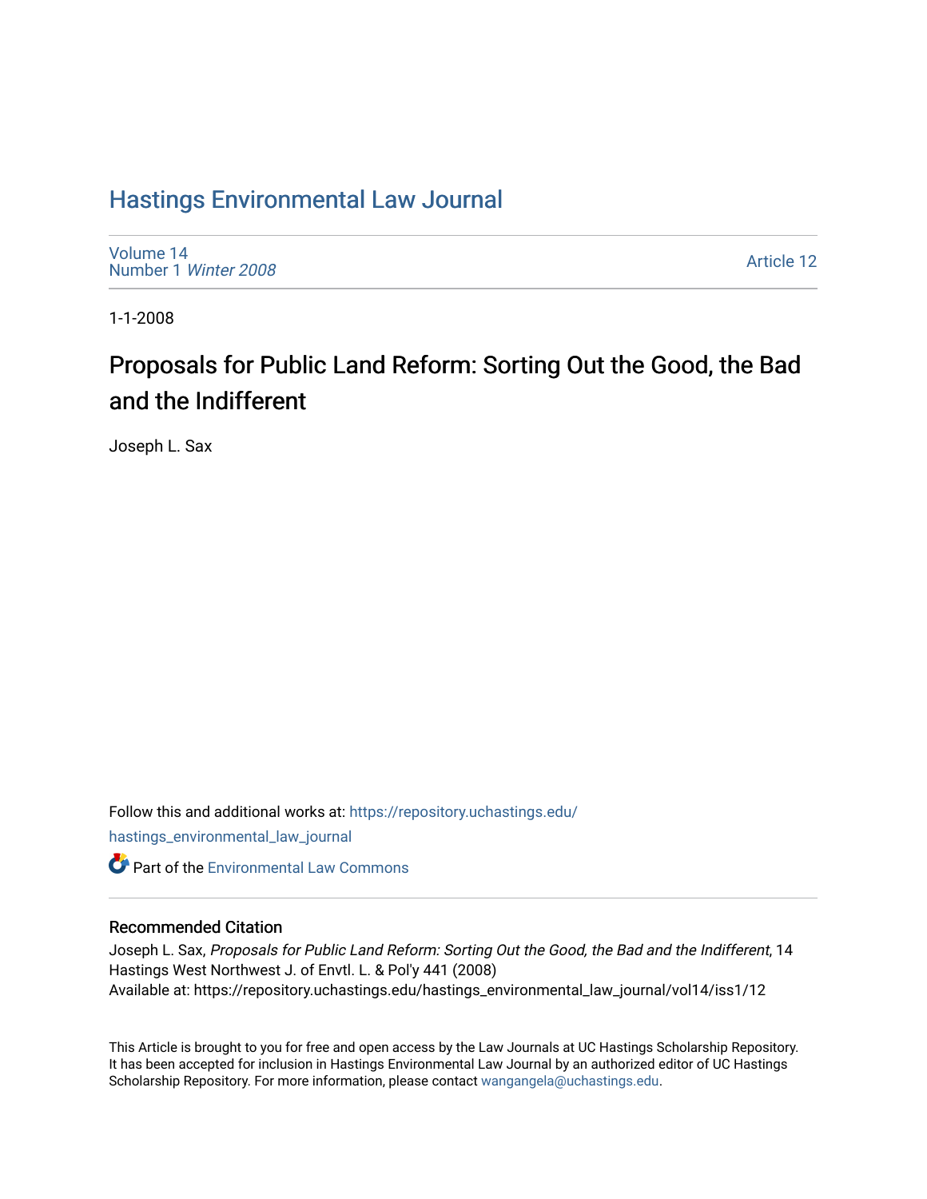# Hastings Environmental Law Journal

Volume 14
Number 1 *Winter 2008*

Article 12

1-1-2008

## Proposals for Public Land Reform: Sorting Out the Good, the Bad and the Indifferent

Joseph L. Sax

Follow this and additional works at: https://repository.uchastings.edu/hastings_environmental_law_journal

Part of the Environmental Law Commons

### Recommended Citation

Joseph L. Sax, *Proposals for Public Land Reform: Sorting Out the Good, the Bad and the Indifferent*, 14 Hastings West Northwest J. of Envtl. L. & Pol'y 441 (2008)
Available at: https://repository.uchastings.edu/hastings_environmental_law_journal/vol14/iss1/12

This Article is brought to you for free and open access by the Law Journals at UC Hastings Scholarship Repository. It has been accepted for inclusion in Hastings Environmental Law Journal by an authorized editor of UC Hastings Scholarship Repository. For more information, please contact wangangela@uchastings.edu.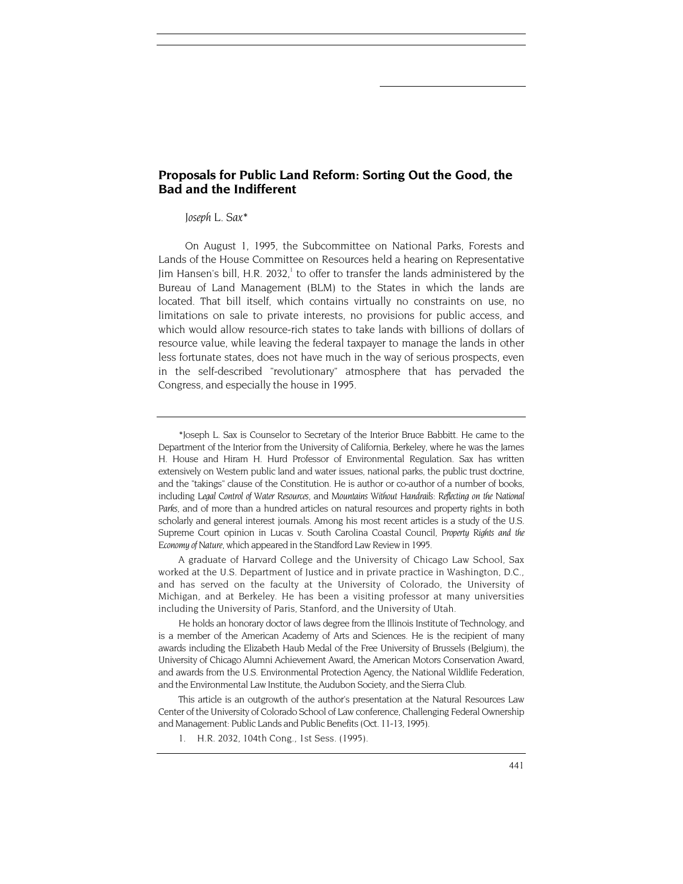## Proposals for Public Land Reform: Sorting Out the Good, the Bad and the Indifferent

*Joseph* L. *Sax**

On August 1, 1995, the Subcommittee on National Parks, Forests and Lands of the House Committee on Resources held a hearing on Representative Jim Hansen's bill, H.R. 2032,[1] to offer to transfer the lands administered by the Bureau of Land Management (BLM) to the States in which the lands are located. That bill itself, which contains virtually no constraints on use, no limitations on sale to private interests, no provisions for public access, and which would allow resource-rich states to take lands with billions of dollars of resource value, while leaving the federal taxpayer to manage the lands in other less fortunate states, does not have much in the way of serious prospects, even in the self-described "revolutionary" atmosphere that has pervaded the Congress, and especially the house in 1995.

---

*Joseph L. Sax is Counselor to Secretary of the Interior Bruce Babbitt. He came to the Department of the Interior from the University of California, Berkeley, where he was the James H. House and Hiram H. Hurd Professor of Environmental Regulation. Sax has written extensively on Western public land and water issues, national parks, the public trust doctrine, and the "takings" clause of the Constitution. He is author or co-author of a number of books, including *Legal Control of Water Resources*, and *Mountains Without Handrails: Reflecting on the National Parks*, and of more than a hundred articles on natural resources and property rights in both scholarly and general interest journals. Among his most recent articles is a study of the U.S. Supreme Court opinion in Lucas v. South Carolina Coastal Council, *Property Rights and the Economy of Nature*, which appeared in the Standford Law Review in 1995.

A graduate of Harvard College and the University of Chicago Law School, Sax worked at the U.S. Department of Justice and in private practice in Washington, D.C., and has served on the faculty at the University of Colorado, the University of Michigan, and at Berkeley. He has been a visiting professor at many universities including the University of Paris, Stanford, and the University of Utah.

He holds an honorary doctor of laws degree from the Illinois Institute of Technology, and is a member of the American Academy of Arts and Sciences. He is the recipient of many awards including the Elizabeth Haub Medal of the Free University of Brussels (Belgium), the University of Chicago Alumni Achievement Award, the American Motors Conservation Award, and awards from the U.S. Environmental Protection Agency, the National Wildlife Federation, and the Environmental Law Institute, the Audubon Society, and the Sierra Club.

This article is an outgrowth of the author's presentation at the Natural Resources Law Center of the University of Colorado School of Law conference, Challenging Federal Ownership and Management: Public Lands and Public Benefits (Oct. 11-13, 1995).

1. H.R. 2032, 104th Cong., 1st Sess. (1995).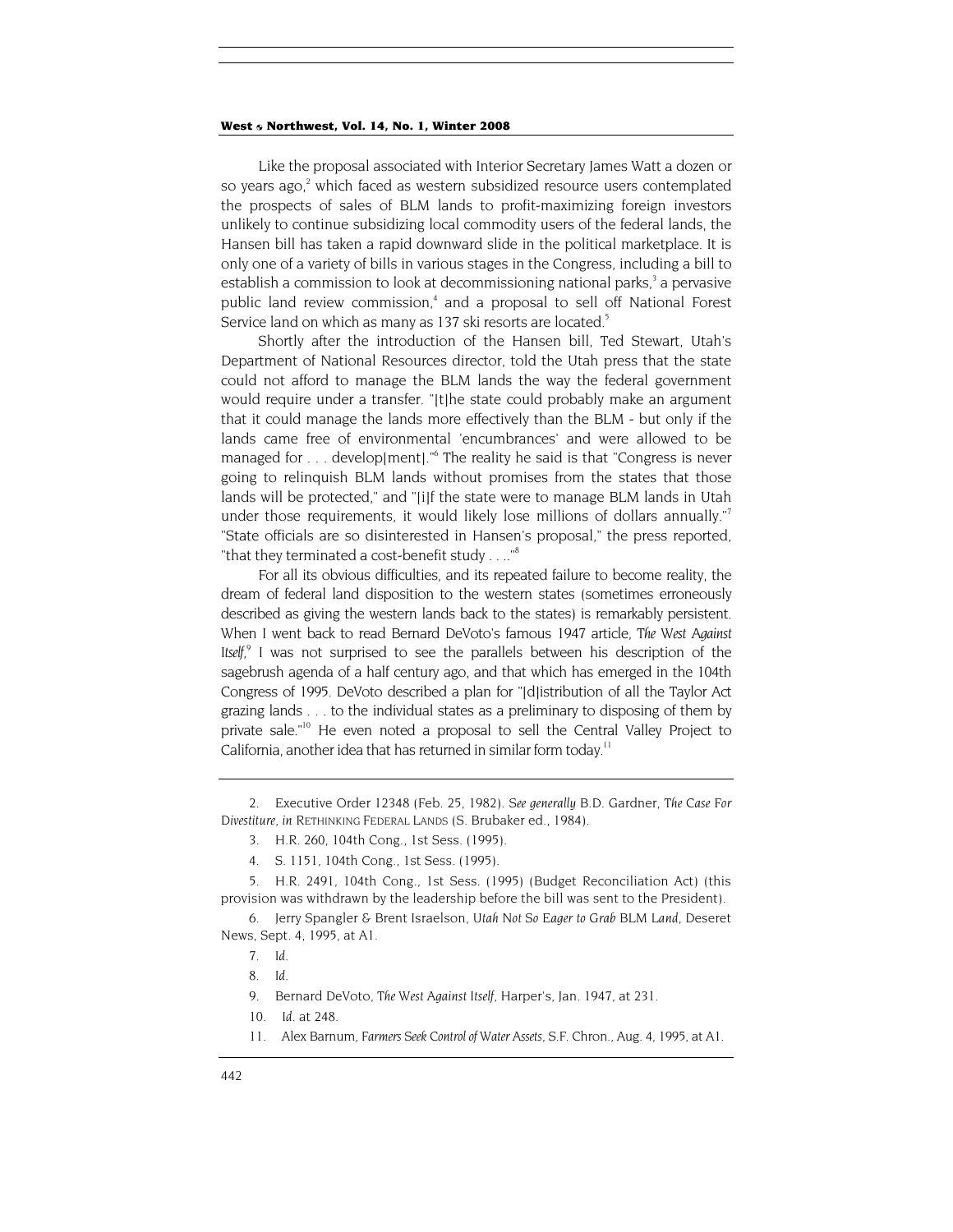Like the proposal associated with Interior Secretary James Watt a dozen or so years ago,[2] which faced as western subsidized resource users contemplated the prospects of sales of BLM lands to profit-maximizing foreign investors unlikely to continue subsidizing local commodity users of the federal lands, the Hansen bill has taken a rapid downward slide in the political marketplace. It is only one of a variety of bills in various stages in the Congress, including a bill to establish a commission to look at decommissioning national parks,[3] a pervasive public land review commission,[4] and a proposal to sell off National Forest Service land on which as many as 137 ski resorts are located.[5]

Shortly after the introduction of the Hansen bill, Ted Stewart, Utah's Department of National Resources director, told the Utah press that the state could not afford to manage the BLM lands the way the federal government would require under a transfer. "[t]he state could probably make an argument that it could manage the lands more effectively than the BLM - but only if the lands came free of environmental 'encumbrances' and were allowed to be managed for . . . develop[ment]."[6] The reality he said is that "Congress is never going to relinquish BLM lands without promises from the states that those lands will be protected," and "[i]f the state were to manage BLM lands in Utah under those requirements, it would likely lose millions of dollars annually."[7] "State officials are so disinterested in Hansen's proposal," the press reported, "that they terminated a cost-benefit study . . .."[8]

For all its obvious difficulties, and its repeated failure to become reality, the dream of federal land disposition to the western states (sometimes erroneously described as giving the western lands back to the states) is remarkably persistent. When I went back to read Bernard DeVoto's famous 1947 article, *The West Against Itself*,[9] I was not surprised to see the parallels between his description of the sagebrush agenda of a half century ago, and that which has emerged in the 104th Congress of 1995. DeVoto described a plan for "[d]istribution of all the Taylor Act grazing lands . . . to the individual states as a preliminary to disposing of them by private sale."[10] He even noted a proposal to sell the Central Valley Project to California, another idea that has returned in similar form today.[11]

---

2. Executive Order 12348 (Feb. 25, 1982). *See generally* B.D. Gardner, *The Case For Divestiture*, *in* RETHINKING FEDERAL LANDS (S. Brubaker ed., 1984).

3. H.R. 260, 104th Cong., 1st Sess. (1995).

4. S. 1151, 104th Cong., 1st Sess. (1995).

5. H.R. 2491, 104th Cong., 1st Sess. (1995) (Budget Reconciliation Act) (this provision was withdrawn by the leadership before the bill was sent to the President).

6. Jerry Spangler & Brent Israelson, *Utah Not So Eager to Grab BLM Land*, Deseret News, Sept. 4, 1995, at A1.

7. *Id.*

8. *Id.*

9. Bernard DeVoto, *The West Against Itself*, Harper's, Jan. 1947, at 231.

10. *Id.* at 248.

11. Alex Barnum, *Farmers Seek Control of Water Assets*, S.F. Chron., Aug. 4, 1995, at A1.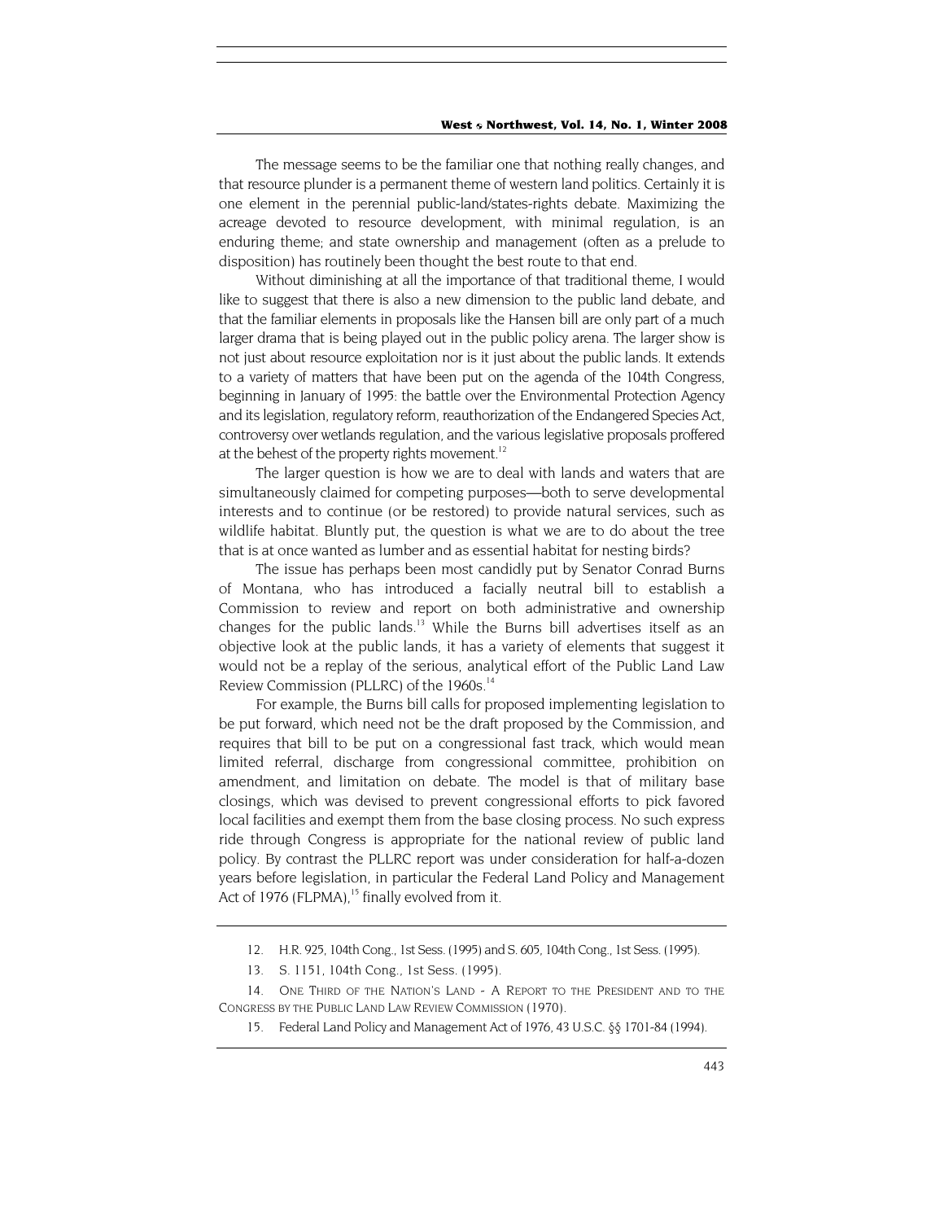The message seems to be the familiar one that nothing really changes, and that resource plunder is a permanent theme of western land politics. Certainly it is one element in the perennial public-land/states-rights debate. Maximizing the acreage devoted to resource development, with minimal regulation, is an enduring theme; and state ownership and management (often as a prelude to disposition) has routinely been thought the best route to that end.

Without diminishing at all the importance of that traditional theme, I would like to suggest that there is also a new dimension to the public land debate, and that the familiar elements in proposals like the Hansen bill are only part of a much larger drama that is being played out in the public policy arena. The larger show is not just about resource exploitation nor is it just about the public lands. It extends to a variety of matters that have been put on the agenda of the 104th Congress, beginning in January of 1995: the battle over the Environmental Protection Agency and its legislation, regulatory reform, reauthorization of the Endangered Species Act, controversy over wetlands regulation, and the various legislative proposals proffered at the behest of the property rights movement.[12]

The larger question is how we are to deal with lands and waters that are simultaneously claimed for competing purposes—both to serve developmental interests and to continue (or be restored) to provide natural services, such as wildlife habitat. Bluntly put, the question is what we are to do about the tree that is at once wanted as lumber and as essential habitat for nesting birds?

The issue has perhaps been most candidly put by Senator Conrad Burns of Montana, who has introduced a facially neutral bill to establish a Commission to review and report on both administrative and ownership changes for the public lands.[13] While the Burns bill advertises itself as an objective look at the public lands, it has a variety of elements that suggest it would not be a replay of the serious, analytical effort of the Public Land Law Review Commission (PLLRC) of the 1960s.[14]

For example, the Burns bill calls for proposed implementing legislation to be put forward, which need not be the draft proposed by the Commission, and requires that bill to be put on a congressional fast track, which would mean limited referral, discharge from congressional committee, prohibition on amendment, and limitation on debate. The model is that of military base closings, which was devised to prevent congressional efforts to pick favored local facilities and exempt them from the base closing process. No such express ride through Congress is appropriate for the national review of public land policy. By contrast the PLLRC report was under consideration for half-a-dozen years before legislation, in particular the Federal Land Policy and Management Act of 1976 (FLPMA),[15] finally evolved from it.

---

12. H.R. 925, 104th Cong., 1st Sess. (1995) and S. 605, 104th Cong., 1st Sess. (1995).

13. S. 1151, 104th Cong., 1st Sess. (1995).

14. ONE THIRD OF THE NATION'S LAND - A REPORT TO THE PRESIDENT AND TO THE CONGRESS BY THE PUBLIC LAND LAW REVIEW COMMISSION (1970).

15. Federal Land Policy and Management Act of 1976, 43 U.S.C. §§ 1701-84 (1994).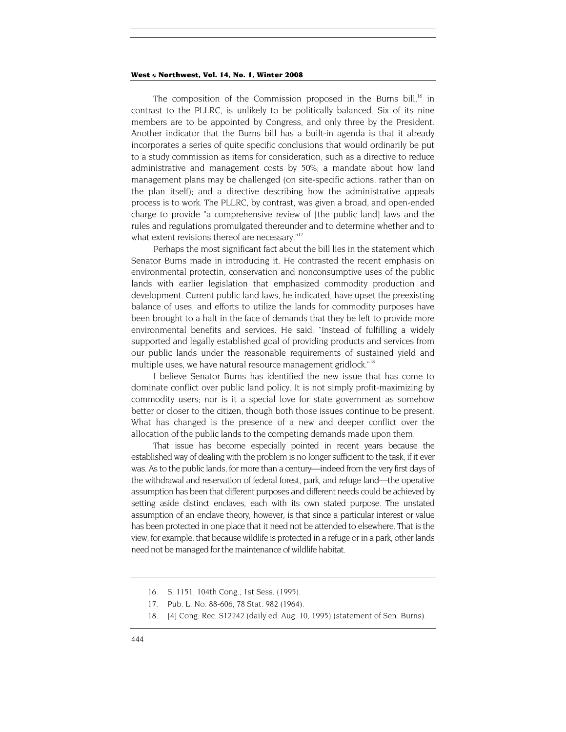The composition of the Commission proposed in the Burns bill,[16] in contrast to the PLLRC, is unlikely to be politically balanced. Six of its nine members are to be appointed by Congress, and only three by the President. Another indicator that the Burns bill has a built-in agenda is that it already incorporates a series of quite specific conclusions that would ordinarily be put to a study commission as items for consideration, such as a directive to reduce administrative and management costs by 50%; a mandate about how land management plans may be challenged (on site-specific actions, rather than on the plan itself); and a directive describing how the administrative appeals process is to work. The PLLRC, by contrast, was given a broad, and open-ended charge to provide "a comprehensive review of [the public land] laws and the rules and regulations promulgated thereunder and to determine whether and to what extent revisions thereof are necessary."[17]

Perhaps the most significant fact about the bill lies in the statement which Senator Burns made in introducing it. He contrasted the recent emphasis on environmental protectin, conservation and nonconsumptive uses of the public lands with earlier legislation that emphasized commodity production and development. Current public land laws, he indicated, have upset the preexisting balance of uses, and efforts to utilize the lands for commodity purposes have been brought to a halt in the face of demands that they be left to provide more environmental benefits and services. He said: "Instead of fulfilling a widely supported and legally established goal of providing products and services from our public lands under the reasonable requirements of sustained yield and multiple uses, we have natural resource management gridlock."[18]

I believe Senator Burns has identified the new issue that has come to dominate conflict over public land policy. It is not simply profit-maximizing by commodity users; nor is it a special love for state government as somehow better or closer to the citizen, though both those issues continue to be present. What has changed is the presence of a new and deeper conflict over the allocation of the public lands to the competing demands made upon them.

That issue has become especially pointed in recent years because the established way of dealing with the problem is no longer sufficient to the task, if it ever was. As to the public lands, for more than a century—indeed from the very first days of the withdrawal and reservation of federal forest, park, and refuge land—the operative assumption has been that different purposes and different needs could be achieved by setting aside distinct enclaves, each with its own stated purpose. The unstated assumption of an enclave theory, however, is that since a particular interest or value has been protected in one place that it need not be attended to elsewhere. That is the view, for example, that because wildlife is protected in a refuge or in a park, other lands need not be managed for the maintenance of wildlife habitat.

---

16. S. 1151, 104th Cong., 1st Sess. (1995).
17. Pub. L. No. 88-606, 78 Stat. 982 (1964).
18. [4] Cong. Rec. S12242 (daily ed. Aug. 10, 1995) (statement of Sen. Burns).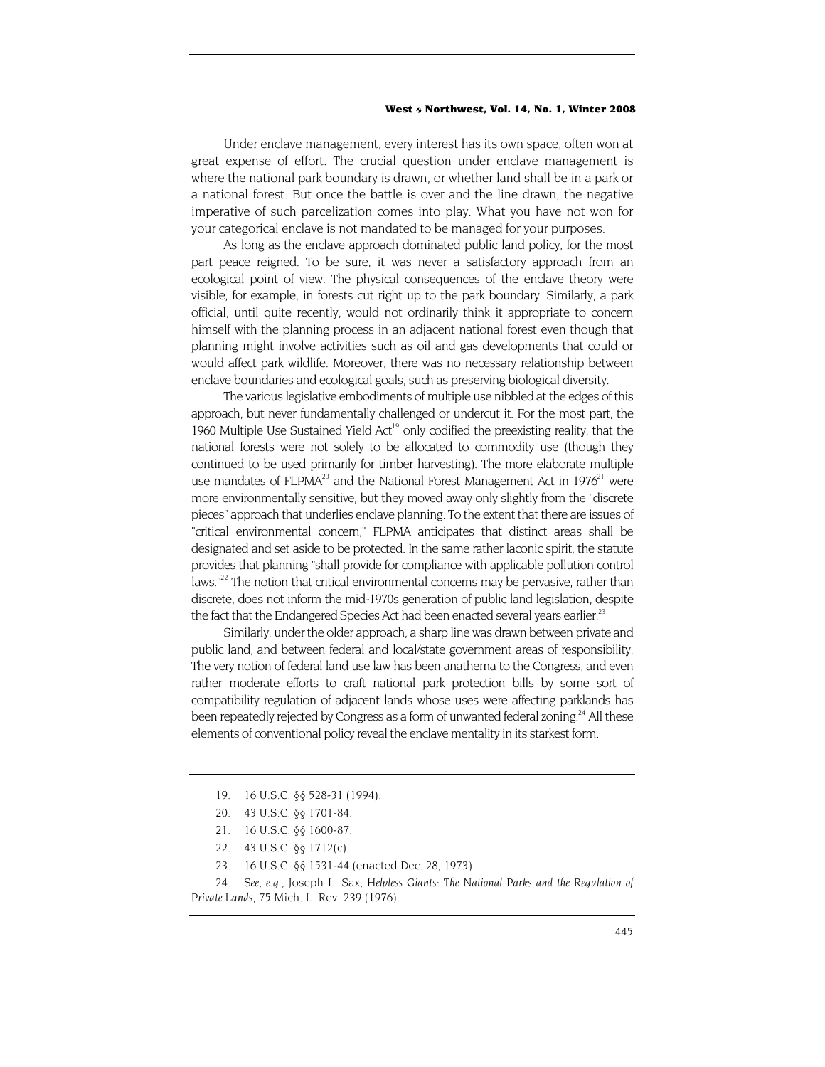Under enclave management, every interest has its own space, often won at great expense of effort. The crucial question under enclave management is where the national park boundary is drawn, or whether land shall be in a park or a national forest. But once the battle is over and the line drawn, the negative imperative of such parcelization comes into play. What you have not won for your categorical enclave is not mandated to be managed for your purposes.

As long as the enclave approach dominated public land policy, for the most part peace reigned. To be sure, it was never a satisfactory approach from an ecological point of view. The physical consequences of the enclave theory were visible, for example, in forests cut right up to the park boundary. Similarly, a park official, until quite recently, would not ordinarily think it appropriate to concern himself with the planning process in an adjacent national forest even though that planning might involve activities such as oil and gas developments that could or would affect park wildlife. Moreover, there was no necessary relationship between enclave boundaries and ecological goals, such as preserving biological diversity.

The various legislative embodiments of multiple use nibbled at the edges of this approach, but never fundamentally challenged or undercut it. For the most part, the 1960 Multiple Use Sustained Yield Act[19] only codified the preexisting reality, that the national forests were not solely to be allocated to commodity use (though they continued to be used primarily for timber harvesting). The more elaborate multiple use mandates of FLPMA[20] and the National Forest Management Act in 1976[21] were more environmentally sensitive, but they moved away only slightly from the "discrete pieces" approach that underlies enclave planning. To the extent that there are issues of "critical environmental concern," FLPMA anticipates that distinct areas shall be designated and set aside to be protected. In the same rather laconic spirit, the statute provides that planning "shall provide for compliance with applicable pollution control laws."[22] The notion that critical environmental concerns may be pervasive, rather than discrete, does not inform the mid-1970s generation of public land legislation, despite the fact that the Endangered Species Act had been enacted several years earlier.[23]

Similarly, under the older approach, a sharp line was drawn between private and public land, and between federal and local/state government areas of responsibility. The very notion of federal land use law has been anathema to the Congress, and even rather moderate efforts to craft national park protection bills by some sort of compatibility regulation of adjacent lands whose uses were affecting parklands has been repeatedly rejected by Congress as a form of unwanted federal zoning.[24] All these elements of conventional policy reveal the enclave mentality in its starkest form.

---

19. 16 U.S.C. §§ 528-31 (1994).

20. 43 U.S.C. §§ 1701-84.

21. 16 U.S.C. §§ 1600-87.

22. 43 U.S.C. §§ 1712(c).

23. 16 U.S.C. §§ 1531-44 (enacted Dec. 28, 1973).

24. *See, e.g.*, Joseph L. Sax, *Helpless Giants: The National Parks and the Regulation of Private Lands*, 75 Mich. L. Rev. 239 (1976).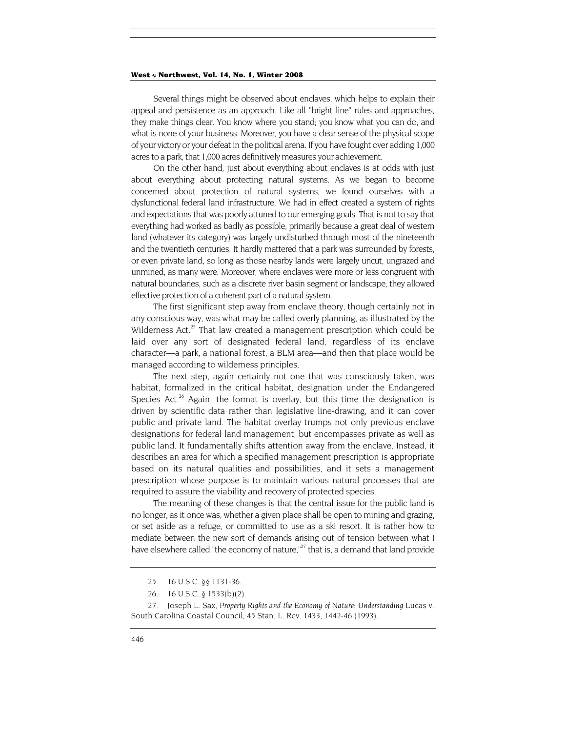Several things might be observed about enclaves, which helps to explain their appeal and persistence as an approach. Like all "bright line" rules and approaches, they make things clear. You know where you stand; you know what you can do, and what is none of your business. Moreover, you have a clear sense of the physical scope of your victory or your defeat in the political arena. If you have fought over adding 1,000 acres to a park, that 1,000 acres definitively measures your achievement.

On the other hand, just about everything about enclaves is at odds with just about everything about protecting natural systems. As we began to become concerned about protection of natural systems, we found ourselves with a dysfunctional federal land infrastructure. We had in effect created a system of rights and expectations that was poorly attuned to our emerging goals. That is not to say that everything had worked as badly as possible, primarily because a great deal of western land (whatever its category) was largely undisturbed through most of the nineteenth and the twentieth centuries. It hardly mattered that a park was surrounded by forests, or even private land, so long as those nearby lands were largely uncut, ungrazed and unmined, as many were. Moreover, where enclaves were more or less congruent with natural boundaries, such as a discrete river basin segment or landscape, they allowed effective protection of a coherent part of a natural system.

The first significant step away from enclave theory, though certainly not in any conscious way, was what may be called overly planning, as illustrated by the Wilderness Act.[25] That law created a management prescription which could be laid over any sort of designated federal land, regardless of its enclave character—a park, a national forest, a BLM area—and then that place would be managed according to wilderness principles.

The next step, again certainly not one that was consciously taken, was habitat, formalized in the critical habitat, designation under the Endangered Species Act.[26] Again, the format is overlay, but this time the designation is driven by scientific data rather than legislative line-drawing, and it can cover public and private land. The habitat overlay trumps not only previous enclave designations for federal land management, but encompasses private as well as public land. It fundamentally shifts attention away from the enclave. Instead, it describes an area for which a specified management prescription is appropriate based on its natural qualities and possibilities, and it sets a management prescription whose purpose is to maintain various natural processes that are required to assure the viability and recovery of protected species.

The meaning of these changes is that the central issue for the public land is no longer, as it once was, whether a given place shall be open to mining and grazing, or set aside as a refuge, or committed to use as a ski resort. It is rather how to mediate between the new sort of demands arising out of tension between what I have elsewhere called "the economy of nature,"[27] that is, a demand that land provide

---

25. 16 U.S.C. §§ 1131-36.

26. 16 U.S.C. § 1533(b)(2).

27. Joseph L. Sax, *Property Rights and the Economy of Nature: Understanding* Lucas v. South Carolina Coastal Council, 45 Stan. L. Rev. 1433, 1442-46 (1993).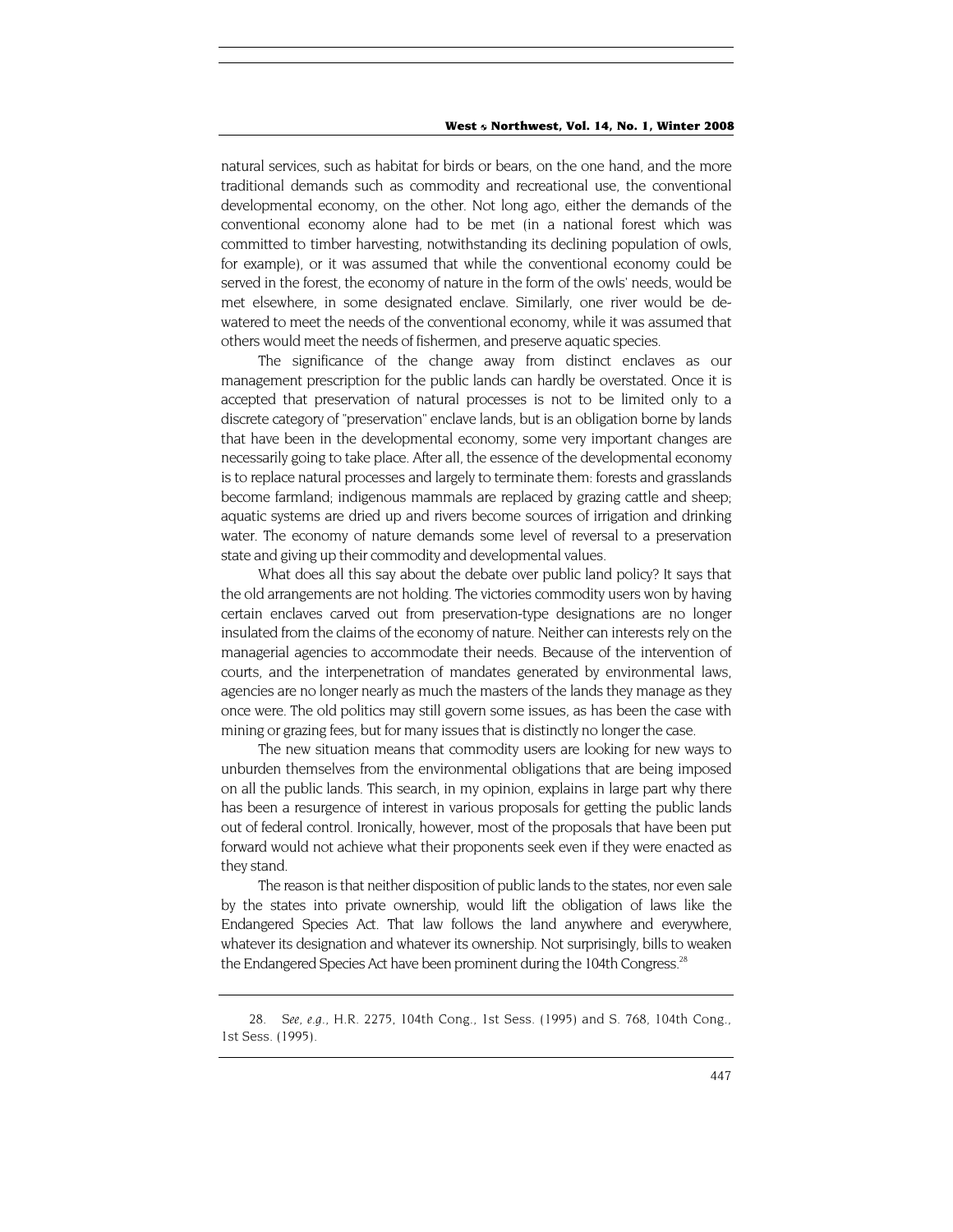natural services, such as habitat for birds or bears, on the one hand, and the more traditional demands such as commodity and recreational use, the conventional developmental economy, on the other. Not long ago, either the demands of the conventional economy alone had to be met (in a national forest which was committed to timber harvesting, notwithstanding its declining population of owls, for example), or it was assumed that while the conventional economy could be served in the forest, the economy of nature in the form of the owls' needs, would be met elsewhere, in some designated enclave. Similarly, one river would be de-watered to meet the needs of the conventional economy, while it was assumed that others would meet the needs of fishermen, and preserve aquatic species.

The significance of the change away from distinct enclaves as our management prescription for the public lands can hardly be overstated. Once it is accepted that preservation of natural processes is not to be limited only to a discrete category of "preservation" enclave lands, but is an obligation borne by lands that have been in the developmental economy, some very important changes are necessarily going to take place. After all, the essence of the developmental economy is to replace natural processes and largely to terminate them: forests and grasslands become farmland; indigenous mammals are replaced by grazing cattle and sheep; aquatic systems are dried up and rivers become sources of irrigation and drinking water. The economy of nature demands some level of reversal to a preservation state and giving up their commodity and developmental values.

What does all this say about the debate over public land policy? It says that the old arrangements are not holding. The victories commodity users won by having certain enclaves carved out from preservation-type designations are no longer insulated from the claims of the economy of nature. Neither can interests rely on the managerial agencies to accommodate their needs. Because of the intervention of courts, and the interpenetration of mandates generated by environmental laws, agencies are no longer nearly as much the masters of the lands they manage as they once were. The old politics may still govern some issues, as has been the case with mining or grazing fees, but for many issues that is distinctly no longer the case.

The new situation means that commodity users are looking for new ways to unburden themselves from the environmental obligations that are being imposed on all the public lands. This search, in my opinion, explains in large part why there has been a resurgence of interest in various proposals for getting the public lands out of federal control. Ironically, however, most of the proposals that have been put forward would not achieve what their proponents seek even if they were enacted as they stand.

The reason is that neither disposition of public lands to the states, nor even sale by the states into private ownership, would lift the obligation of laws like the Endangered Species Act. That law follows the land anywhere and everywhere, whatever its designation and whatever its ownership. Not surprisingly, bills to weaken the Endangered Species Act have been prominent during the 104th Congress.[28]

---

28. *See, e.g.*, H.R. 2275, 104th Cong., 1st Sess. (1995) and S. 768, 104th Cong., 1st Sess. (1995).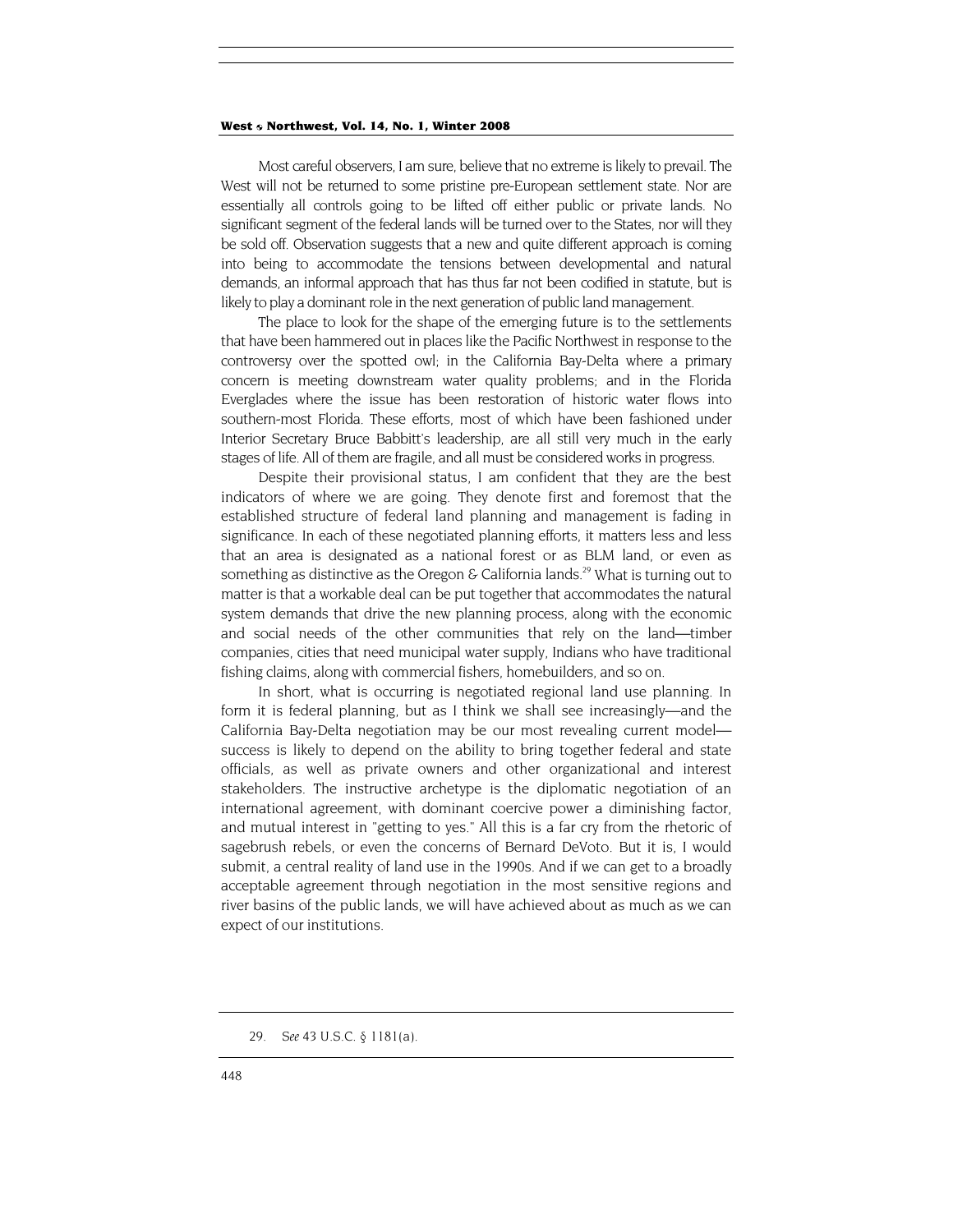Most careful observers, I am sure, believe that no extreme is likely to prevail. The West will not be returned to some pristine pre-European settlement state. Nor are essentially all controls going to be lifted off either public or private lands. No significant segment of the federal lands will be turned over to the States, nor will they be sold off. Observation suggests that a new and quite different approach is coming into being to accommodate the tensions between developmental and natural demands, an informal approach that has thus far not been codified in statute, but is likely to play a dominant role in the next generation of public land management.

The place to look for the shape of the emerging future is to the settlements that have been hammered out in places like the Pacific Northwest in response to the controversy over the spotted owl; in the California Bay-Delta where a primary concern is meeting downstream water quality problems; and in the Florida Everglades where the issue has been restoration of historic water flows into southern-most Florida. These efforts, most of which have been fashioned under Interior Secretary Bruce Babbitt's leadership, are all still very much in the early stages of life. All of them are fragile, and all must be considered works in progress.

Despite their provisional status, I am confident that they are the best indicators of where we are going. They denote first and foremost that the established structure of federal land planning and management is fading in significance. In each of these negotiated planning efforts, it matters less and less that an area is designated as a national forest or as BLM land, or even as something as distinctive as the Oregon & California lands.[29] What is turning out to matter is that a workable deal can be put together that accommodates the natural system demands that drive the new planning process, along with the economic and social needs of the other communities that rely on the land—timber companies, cities that need municipal water supply, Indians who have traditional fishing claims, along with commercial fishers, homebuilders, and so on.

In short, what is occurring is negotiated regional land use planning. In form it is federal planning, but as I think we shall see increasingly—and the California Bay-Delta negotiation may be our most revealing current model—success is likely to depend on the ability to bring together federal and state officials, as well as private owners and other organizational and interest stakeholders. The instructive archetype is the diplomatic negotiation of an international agreement, with dominant coercive power a diminishing factor, and mutual interest in "getting to yes." All this is a far cry from the rhetoric of sagebrush rebels, or even the concerns of Bernard DeVoto. But it is, I would submit, a central reality of land use in the 1990s. And if we can get to a broadly acceptable agreement through negotiation in the most sensitive regions and river basins of the public lands, we will have achieved about as much as we can expect of our institutions.

29. *See* 43 U.S.C. § 1181(a).